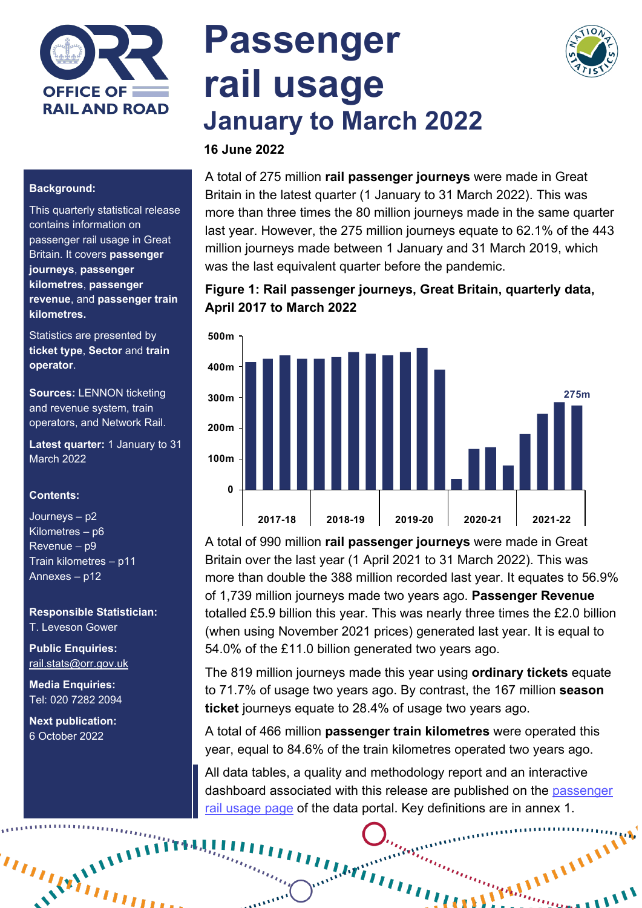# Passenger rail usage

## January to March 2022

**16 June 2022**

A total of 275 million **rail passenger journeys** were made in Great Britain in the latest quarter (1 January to 31 March 2022). This was more than three times the 80 million journeys made in the same quarter last year. However, the 275 million journeys equate to 62.1% of the 443 million journeys made between 1 January and 31 March 2019, which was the last equivalent quarter before the pandemic.

**Figure 1: Rail passenger journeys, Great Britain, quarterly data, April 2017 to March 2022**

A total of 990 million **rail passenger journeys** were made in Great Britain over the last year (1 April 2021 to 31 March 2022). This was more than double the 388 million recorded last year. It equates to 56.9% of 1,739 million journeys made two years ago. **Passenger Revenue** totalled £5.9 billion this year. This was nearly three times the £2.0 billion (when using November 2021 prices) generated last year. It is equal to 54.0% of the £11.0 billion generated two years ago.

The 819 million journeys made this year using **ordinary tickets** equate to 71.7% of usage two years ago. By contrast, the 167 million **season ticket** journeys equate to 28.4% of usage two years ago.

A total of 466 million **passenger train kilometres** were operated this year, equal to 84.6% of the train kilometres operated two years ago.

All data tables, a quality and methodology report and an interactive dashboard associated with this release are published on the passenger rail usage page of the data portal. Key definitions are in annex 1.

**Background:**

This quarterly statistical release contains information on passenger rail usage in Great Britain. It covers **passenger journeys**, **passenger kilometres**, **passenger revenue**, and **passenger train kilometres.**

Statistics are presented by **ticket type**, **Sector** and **train operator**.

**Sources:** LENNON ticketing and revenue system, train operators, and Network Rail.

**Latest quarter:** 1 January to 31 March 2022

**Contents:**

- Journeys – p2
- Kilometres – p6
- Revenue – p9
- Train kilometres – p11
- Annexes – p12

**Responsible Statistician:** T. Leveson Gower

**Public Enquiries:** rail.stats@orr.gov.uk

**Media Enquiries:** Tel: 020 7282 2094

**Next publication:** 6 October 2022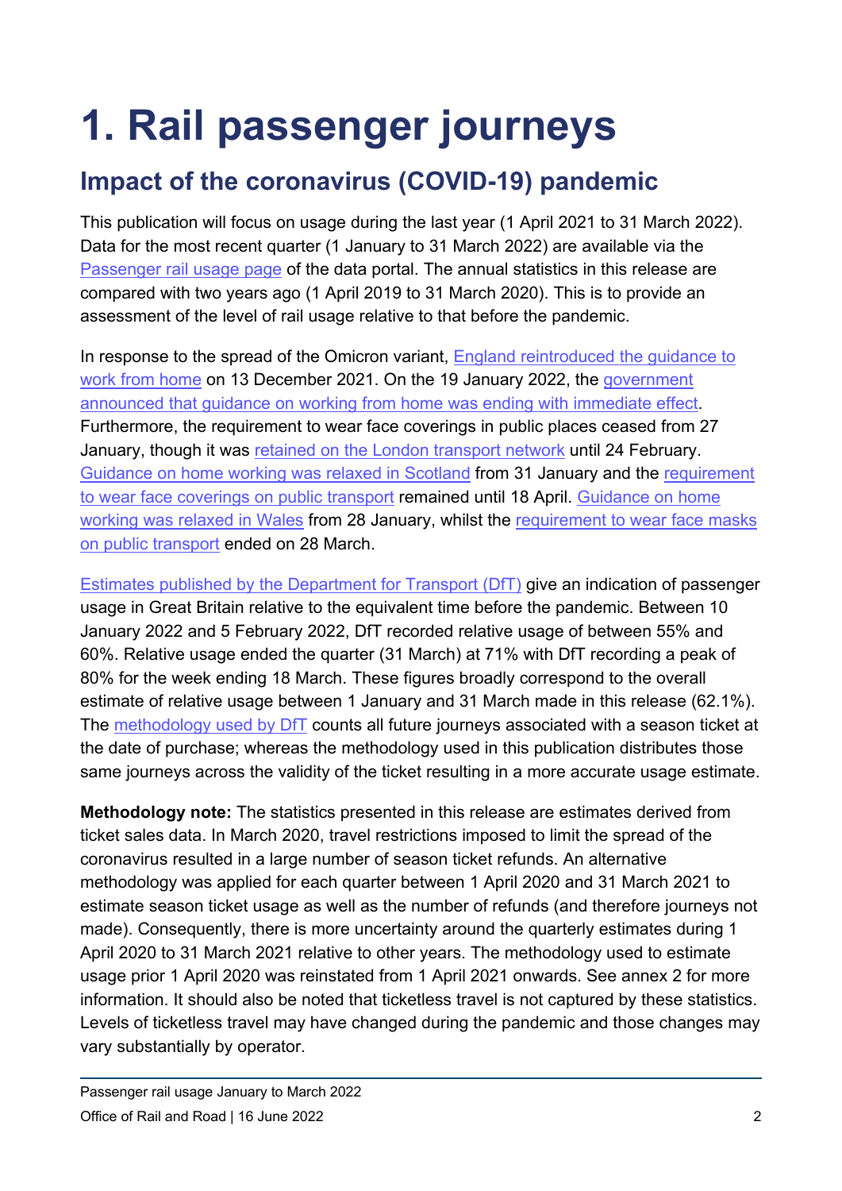# 1. Rail passenger journeys

## Impact of the coronavirus (COVID-19) pandemic

This publication will focus on usage during the last year (1 April 2021 to 31 March 2022). Data for the most recent quarter (1 January to 31 March 2022) are available via the Passenger rail usage page of the data portal. The annual statistics in this release are compared with two years ago (1 April 2019 to 31 March 2020). This is to provide an assessment of the level of rail usage relative to that before the pandemic.

In response to the spread of the Omicron variant, England reintroduced the guidance to work from home on 13 December 2021. On the 19 January 2022, the government announced that guidance on working from home was ending with immediate effect. Furthermore, the requirement to wear face coverings in public places ceased from 27 January, though it was retained on the London transport network until 24 February. Guidance on home working was relaxed in Scotland from 31 January and the requirement to wear face coverings on public transport remained until 18 April. Guidance on home working was relaxed in Wales from 28 January, whilst the requirement to wear face masks on public transport ended on 28 March.

Estimates published by the Department for Transport (DfT) give an indication of passenger usage in Great Britain relative to the equivalent time before the pandemic. Between 10 January 2022 and 5 February 2022, DfT recorded relative usage of between 55% and 60%. Relative usage ended the quarter (31 March) at 71% with DfT recording a peak of 80% for the week ending 18 March. These figures broadly correspond to the overall estimate of relative usage between 1 January and 31 March made in this release (62.1%). The methodology used by DfT counts all future journeys associated with a season ticket at the date of purchase; whereas the methodology used in this publication distributes those same journeys across the validity of the ticket resulting in a more accurate usage estimate.

**Methodology note:** The statistics presented in this release are estimates derived from ticket sales data. In March 2020, travel restrictions imposed to limit the spread of the coronavirus resulted in a large number of season ticket refunds. An alternative methodology was applied for each quarter between 1 April 2020 and 31 March 2021 to estimate season ticket usage as well as the number of refunds (and therefore journeys not made). Consequently, there is more uncertainty around the quarterly estimates during 1 April 2020 to 31 March 2021 relative to other years. The methodology used to estimate usage prior 1 April 2020 was reinstated from 1 April 2021 onwards. See annex 2 for more information. It should also be noted that ticketless travel is not captured by these statistics. Levels of ticketless travel may have changed during the pandemic and those changes may vary substantially by operator.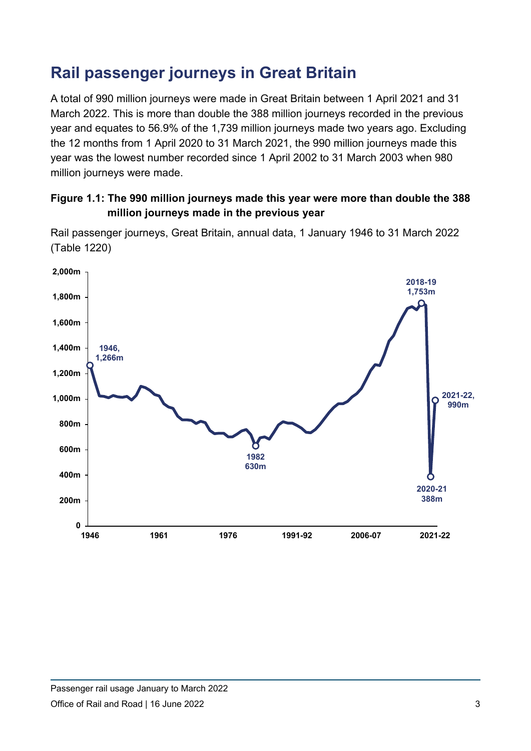## Rail passenger journeys in Great Britain

A total of 990 million journeys were made in Great Britain between 1 April 2021 and 31 March 2022. This is more than double the 388 million journeys recorded in the previous year and equates to 56.9% of the 1,739 million journeys made two years ago. Excluding the 12 months from 1 April 2020 to 31 March 2021, the 990 million journeys made this year was the lowest number recorded since 1 April 2002 to 31 March 2003 when 980 million journeys were made.

**Figure 1.1: The 990 million journeys made this year were more than double the 388 million journeys made in the previous year**

Rail passenger journeys, Great Britain, annual data, 1 January 1946 to 31 March 2022 (Table 1220)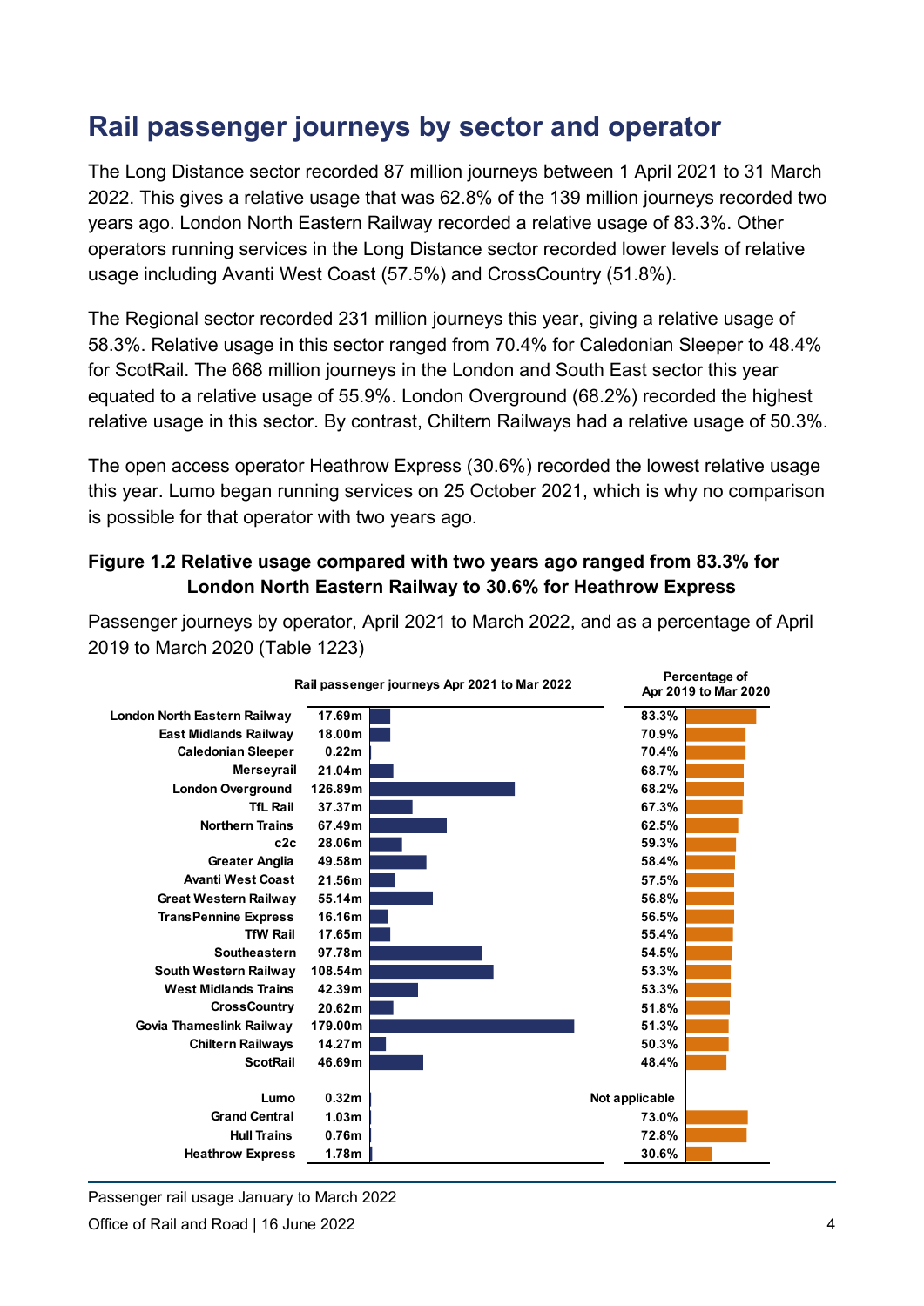## Rail passenger journeys by sector and operator

The Long Distance sector recorded 87 million journeys between 1 April 2021 to 31 March 2022. This gives a relative usage that was 62.8% of the 139 million journeys recorded two years ago. London North Eastern Railway recorded a relative usage of 83.3%. Other operators running services in the Long Distance sector recorded lower levels of relative usage including Avanti West Coast (57.5%) and CrossCountry (51.8%).

The Regional sector recorded 231 million journeys this year, giving a relative usage of 58.3%. Relative usage in this sector ranged from 70.4% for Caledonian Sleeper to 48.4% for ScotRail. The 668 million journeys in the London and South East sector this year equated to a relative usage of 55.9%. London Overground (68.2%) recorded the highest relative usage in this sector. By contrast, Chiltern Railways had a relative usage of 50.3%.

The open access operator Heathrow Express (30.6%) recorded the lowest relative usage this year. Lumo began running services on 25 October 2021, which is why no comparison is possible for that operator with two years ago.

**Figure 1.2 Relative usage compared with two years ago ranged from 83.3% for London North Eastern Railway to 30.6% for Heathrow Express**

Passenger journeys by operator, April 2021 to March 2022, and as a percentage of April 2019 to March 2020 (Table 1223)

| Operator | Rail passenger journeys Apr 2021 to Mar 2022 | Percentage of Apr 2019 to Mar 2020 |
|---|---|---|
| London North Eastern Railway | 17.69m | 83.3% |
| East Midlands Railway | 18.00m | 70.9% |
| Caledonian Sleeper | 0.22m | 70.4% |
| Merseyrail | 21.04m | 68.7% |
| London Overground | 126.89m | 68.2% |
| TfL Rail | 37.37m | 67.3% |
| Northern Trains | 67.49m | 62.5% |
| c2c | 28.06m | 59.3% |
| Greater Anglia | 49.58m | 58.4% |
| Avanti West Coast | 21.56m | 57.5% |
| Great Western Railway | 55.14m | 56.8% |
| TransPennine Express | 16.16m | 56.5% |
| TfW Rail | 17.65m | 55.4% |
| Southeastern | 97.78m | 54.5% |
| South Western Railway | 108.54m | 53.3% |
| West Midlands Trains | 42.39m | 53.3% |
| CrossCountry | 20.62m | 51.8% |
| Govia Thameslink Railway | 179.00m | 51.3% |
| Chiltern Railways | 14.27m | 50.3% |
| ScotRail | 46.69m | 48.4% |
| Lumo | 0.32m | Not applicable |
| Grand Central | 1.03m | 73.0% |
| Hull Trains | 0.76m | 72.8% |
| Heathrow Express | 1.78m | 30.6% |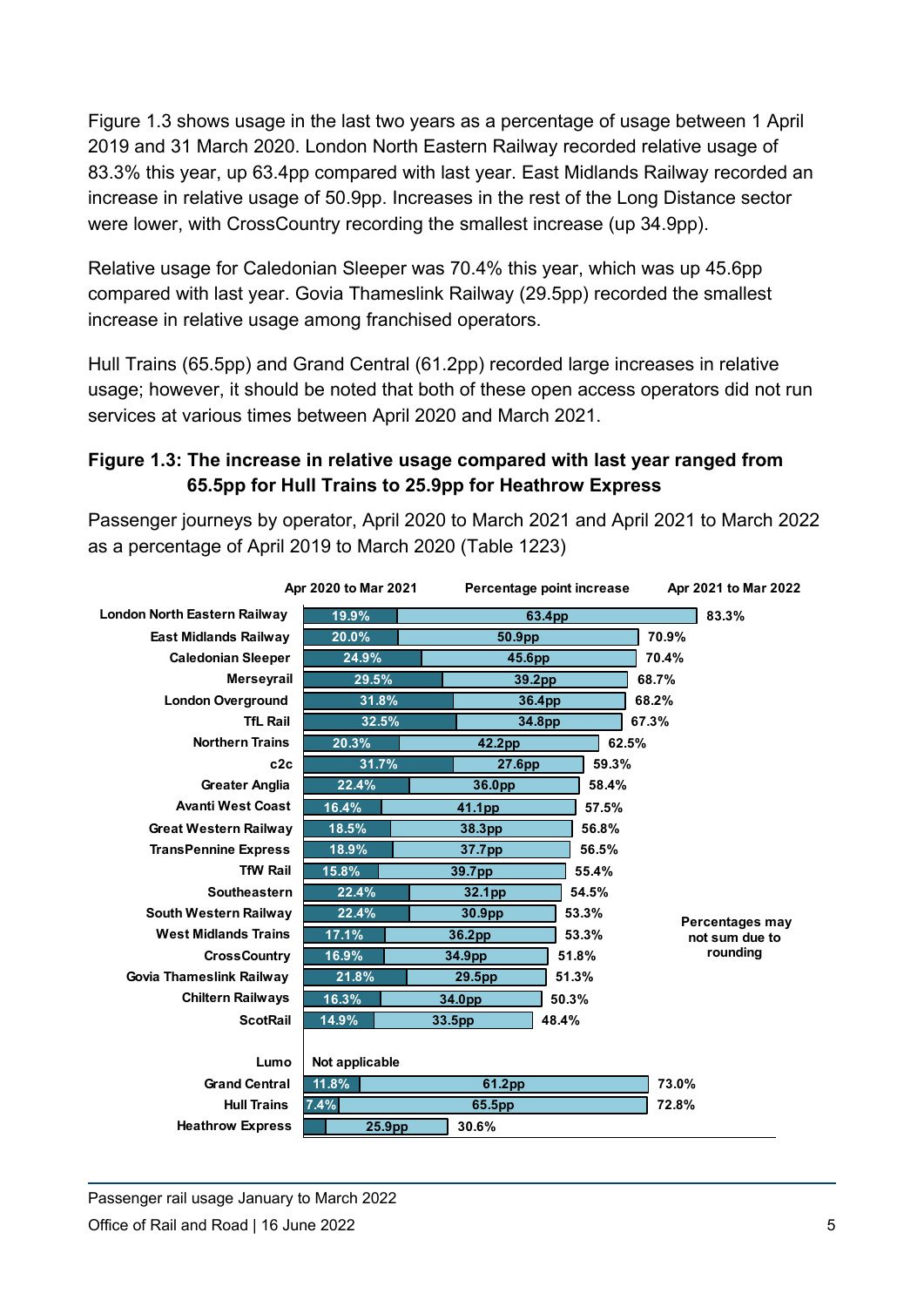Figure 1.3 shows usage in the last two years as a percentage of usage between 1 April 2019 and 31 March 2020. London North Eastern Railway recorded relative usage of 83.3% this year, up 63.4pp compared with last year. East Midlands Railway recorded an increase in relative usage of 50.9pp. Increases in the rest of the Long Distance sector were lower, with CrossCountry recording the smallest increase (up 34.9pp).

Relative usage for Caledonian Sleeper was 70.4% this year, which was up 45.6pp compared with last year. Govia Thameslink Railway (29.5pp) recorded the smallest increase in relative usage among franchised operators.

Hull Trains (65.5pp) and Grand Central (61.2pp) recorded large increases in relative usage; however, it should be noted that both of these open access operators did not run services at various times between April 2020 and March 2021.

**Figure 1.3: The increase in relative usage compared with last year ranged from 65.5pp for Hull Trains to 25.9pp for Heathrow Express**

Passenger journeys by operator, April 2020 to March 2021 and April 2021 to March 2022 as a percentage of April 2019 to March 2020 (Table 1223)

| Operator | Apr 2020 to Mar 2021 | Percentage point increase | Apr 2021 to Mar 2022 |
|---|---|---|---|
| London North Eastern Railway | 19.9% | 63.4pp | 83.3% |
| East Midlands Railway | 20.0% | 50.9pp | 70.9% |
| Caledonian Sleeper | 24.9% | 45.6pp | 70.4% |
| Merseyrail | 29.5% | 39.2pp | 68.7% |
| London Overground | 31.8% | 36.4pp | 68.2% |
| TfL Rail | 32.5% | 34.8pp | 67.3% |
| Northern Trains | 20.3% | 42.2pp | 62.5% |
| c2c | 31.7% | 27.6pp | 59.3% |
| Greater Anglia | 22.4% | 36.0pp | 58.4% |
| Avanti West Coast | 16.4% | 41.1pp | 57.5% |
| Great Western Railway | 18.5% | 38.3pp | 56.8% |
| TransPennine Express | 18.9% | 37.7pp | 56.5% |
| TfW Rail | 15.8% | 39.7pp | 55.4% |
| Southeastern | 22.4% | 32.1pp | 54.5% |
| South Western Railway | 22.4% | 30.9pp | 53.3% |
| West Midlands Trains | 17.1% | 36.2pp | 53.3% |
| CrossCountry | 16.9% | 34.9pp | 51.8% |
| Govia Thameslink Railway | 21.8% | 29.5pp | 51.3% |
| Chiltern Railways | 16.3% | 34.0pp | 50.3% |
| ScotRail | 14.9% | 33.5pp | 48.4% |
| Lumo | Not applicable | | |
| Grand Central | 11.8% | 61.2pp | 73.0% |
| Hull Trains | 7.4% | 65.5pp | 72.8% |
| Heathrow Express | | 25.9pp | 30.6% |

Percentages may not sum due to rounding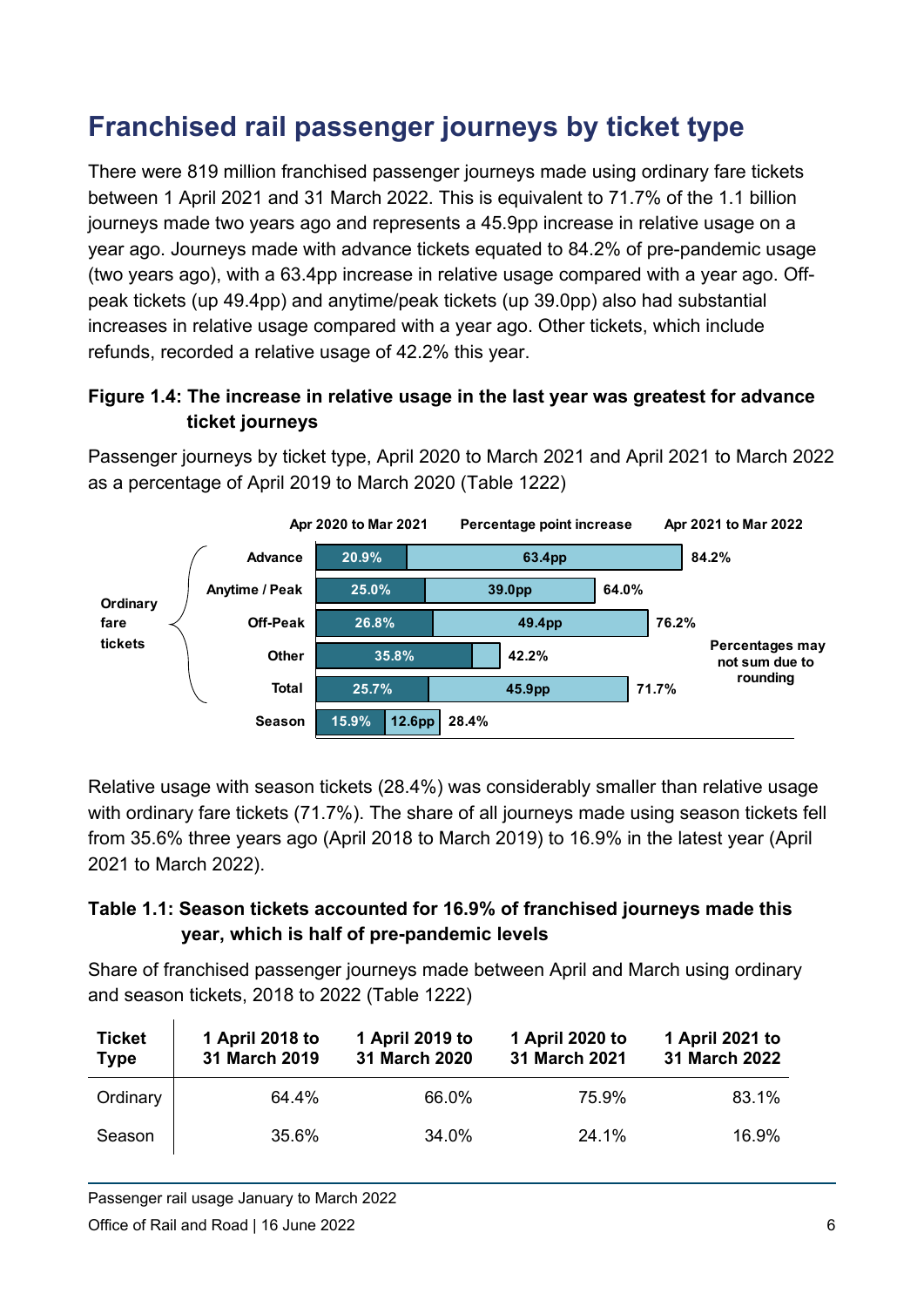## Franchised rail passenger journeys by ticket type

There were 819 million franchised passenger journeys made using ordinary fare tickets between 1 April 2021 and 31 March 2022. This is equivalent to 71.7% of the 1.1 billion journeys made two years ago and represents a 45.9pp increase in relative usage on a year ago. Journeys made with advance tickets equated to 84.2% of pre-pandemic usage (two years ago), with a 63.4pp increase in relative usage compared with a year ago. Off-peak tickets (up 49.4pp) and anytime/peak tickets (up 39.0pp) also had substantial increases in relative usage compared with a year ago. Other tickets, which include refunds, recorded a relative usage of 42.2% this year.

**Figure 1.4: The increase in relative usage in the last year was greatest for advance ticket journeys**

Passenger journeys by ticket type, April 2020 to March 2021 and April 2021 to March 2022 as a percentage of April 2019 to March 2020 (Table 1222)

| | Ticket type | Apr 2020 to Mar 2021 | Percentage point increase | Apr 2021 to Mar 2022 |
|---|---|---|---|---|
| Ordinary fare tickets | Advance | 20.9% | 63.4pp | 84.2% |
| | Anytime / Peak | 25.0% | 39.0pp | 64.0% |
| | Off-Peak | 26.8% | 49.4pp | 76.2% |
| | Other | 35.8% | | 42.2% |
| | Total | 25.7% | 45.9pp | 71.7% |
| | Season | 15.9% | 12.6pp | 28.4% |

Percentages may not sum due to rounding

Relative usage with season tickets (28.4%) was considerably smaller than relative usage with ordinary fare tickets (71.7%). The share of all journeys made using season tickets fell from 35.6% three years ago (April 2018 to March 2019) to 16.9% in the latest year (April 2021 to March 2022).

**Table 1.1: Season tickets accounted for 16.9% of franchised journeys made this year, which is half of pre-pandemic levels**

Share of franchised passenger journeys made between April and March using ordinary and season tickets, 2018 to 2022 (Table 1222)

| Ticket Type | 1 April 2018 to 31 March 2019 | 1 April 2019 to 31 March 2020 | 1 April 2020 to 31 March 2021 | 1 April 2021 to 31 March 2022 |
|---|---|---|---|---|
| Ordinary | 64.4% | 66.0% | 75.9% | 83.1% |
| Season | 35.6% | 34.0% | 24.1% | 16.9% |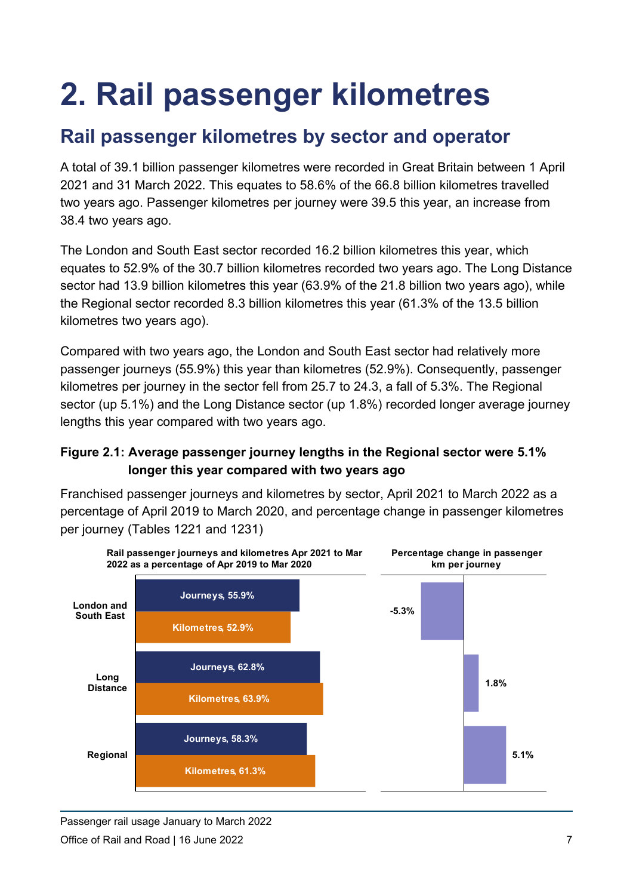# 2. Rail passenger kilometres

## Rail passenger kilometres by sector and operator

A total of 39.1 billion passenger kilometres were recorded in Great Britain between 1 April 2021 and 31 March 2022. This equates to 58.6% of the 66.8 billion kilometres travelled two years ago. Passenger kilometres per journey were 39.5 this year, an increase from 38.4 two years ago.

The London and South East sector recorded 16.2 billion kilometres this year, which equates to 52.9% of the 30.7 billion kilometres recorded two years ago. The Long Distance sector had 13.9 billion kilometres this year (63.9% of the 21.8 billion two years ago), while the Regional sector recorded 8.3 billion kilometres this year (61.3% of the 13.5 billion kilometres two years ago).

Compared with two years ago, the London and South East sector had relatively more passenger journeys (55.9%) this year than kilometres (52.9%). Consequently, passenger kilometres per journey in the sector fell from 25.7 to 24.3, a fall of 5.3%. The Regional sector (up 5.1%) and the Long Distance sector (up 1.8%) recorded longer average journey lengths this year compared with two years ago.

**Figure 2.1: Average passenger journey lengths in the Regional sector were 5.1% longer this year compared with two years ago**

Franchised passenger journeys and kilometres by sector, April 2021 to March 2022 as a percentage of April 2019 to March 2020, and percentage change in passenger kilometres per journey (Tables 1221 and 1231)

| Sector | Journeys (Apr 2021 to Mar 2022 as a percentage of Apr 2019 to Mar 2020) | Kilometres (Apr 2021 to Mar 2022 as a percentage of Apr 2019 to Mar 2020) | Percentage change in passenger km per journey |
|---|---|---|---|
| London and South East | 55.9% | 52.9% | -5.3% |
| Long Distance | 62.8% | 63.9% | 1.8% |
| Regional | 58.3% | 61.3% | 5.1% |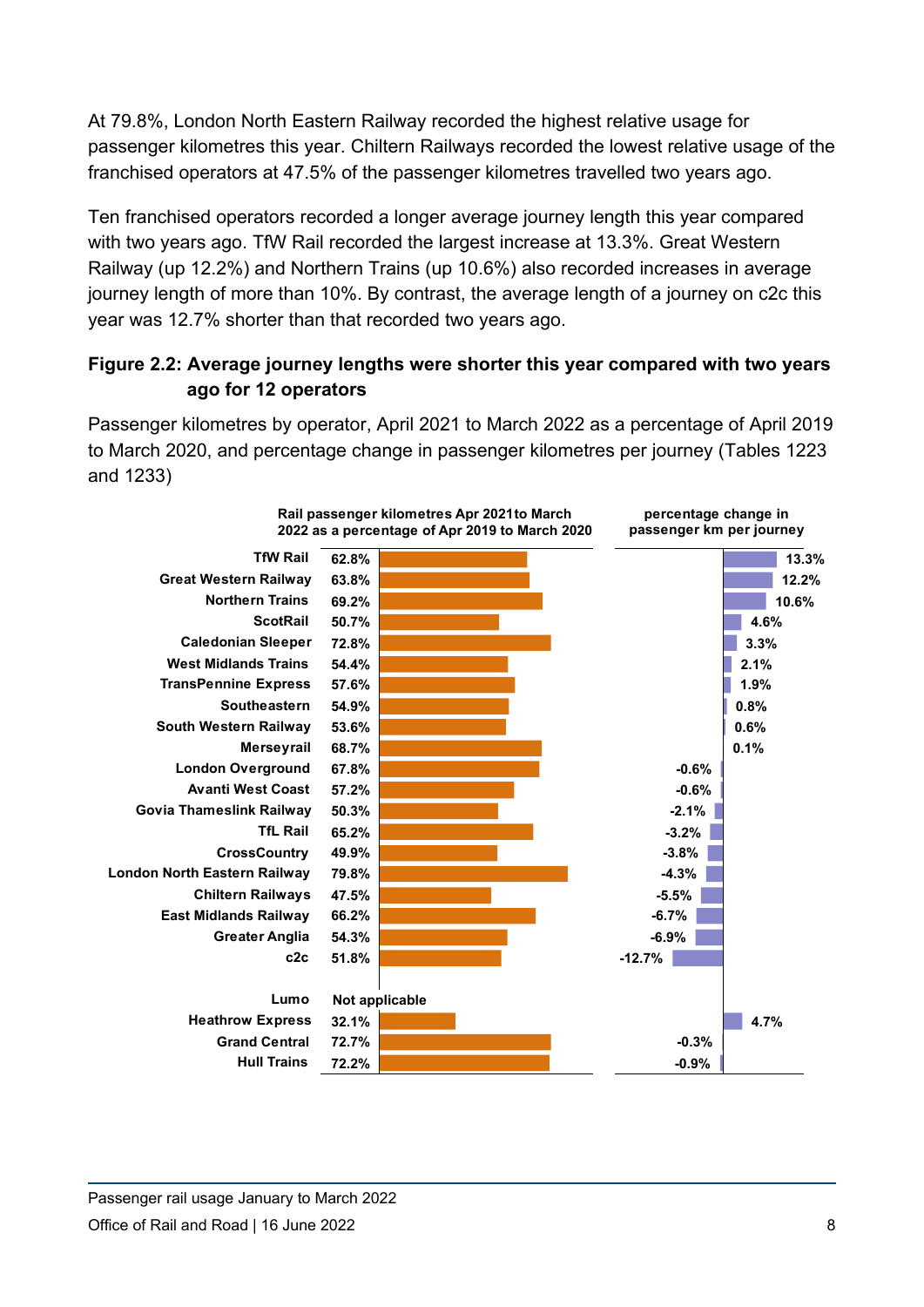At 79.8%, London North Eastern Railway recorded the highest relative usage for passenger kilometres this year. Chiltern Railways recorded the lowest relative usage of the franchised operators at 47.5% of the passenger kilometres travelled two years ago.

Ten franchised operators recorded a longer average journey length this year compared with two years ago. TfW Rail recorded the largest increase at 13.3%. Great Western Railway (up 12.2%) and Northern Trains (up 10.6%) also recorded increases in average journey length of more than 10%. By contrast, the average length of a journey on c2c this year was 12.7% shorter than that recorded two years ago.

**Figure 2.2: Average journey lengths were shorter this year compared with two years ago for 12 operators**

Passenger kilometres by operator, April 2021 to March 2022 as a percentage of April 2019 to March 2020, and percentage change in passenger kilometres per journey (Tables 1223 and 1233)

| Operator | Rail passenger kilometres Apr 2021to March 2022 as a percentage of Apr 2019 to March 2020 | percentage change in passenger km per journey |
|---|---|---|
| TfW Rail | 62.8% | 13.3% |
| Great Western Railway | 63.8% | 12.2% |
| Northern Trains | 69.2% | 10.6% |
| ScotRail | 50.7% | 4.6% |
| Caledonian Sleeper | 72.8% | 3.3% |
| West Midlands Trains | 54.4% | 2.1% |
| TransPennine Express | 57.6% | 1.9% |
| Southeastern | 54.9% | 0.8% |
| South Western Railway | 53.6% | 0.6% |
| Merseyrail | 68.7% | 0.1% |
| London Overground | 67.8% | -0.6% |
| Avanti West Coast | 57.2% | -0.6% |
| Govia Thameslink Railway | 50.3% | -2.1% |
| TfL Rail | 65.2% | -3.2% |
| CrossCountry | 49.9% | -3.8% |
| London North Eastern Railway | 79.8% | -4.3% |
| Chiltern Railways | 47.5% | -5.5% |
| East Midlands Railway | 66.2% | -6.7% |
| Greater Anglia | 54.3% | -6.9% |
| c2c | 51.8% | -12.7% |
| Lumo | Not applicable | |
| Heathrow Express | 32.1% | 4.7% |
| Grand Central | 72.7% | -0.3% |
| Hull Trains | 72.2% | -0.9% |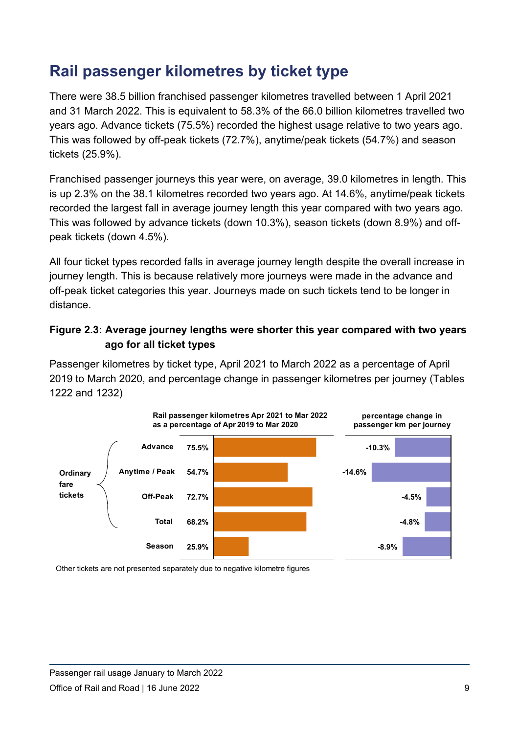# Rail passenger kilometres by ticket type

There were 38.5 billion franchised passenger kilometres travelled between 1 April 2021 and 31 March 2022. This is equivalent to 58.3% of the 66.0 billion kilometres travelled two years ago. Advance tickets (75.5%) recorded the highest usage relative to two years ago. This was followed by off-peak tickets (72.7%), anytime/peak tickets (54.7%) and season tickets (25.9%).

Franchised passenger journeys this year were, on average, 39.0 kilometres in length. This is up 2.3% on the 38.1 kilometres recorded two years ago. At 14.6%, anytime/peak tickets recorded the largest fall in average journey length this year compared with two years ago. This was followed by advance tickets (down 10.3%), season tickets (down 8.9%) and off-peak tickets (down 4.5%).

All four ticket types recorded falls in average journey length despite the overall increase in journey length. This is because relatively more journeys were made in the advance and off-peak ticket categories this year. Journeys made on such tickets tend to be longer in distance.

**Figure 2.3: Average journey lengths were shorter this year compared with two years ago for all ticket types**

Passenger kilometres by ticket type, April 2021 to March 2022 as a percentage of April 2019 to March 2020, and percentage change in passenger kilometres per journey (Tables 1222 and 1232)

| | Ticket type | Rail passenger kilometres Apr 2021 to Mar 2022 as a percentage of Apr 2019 to Mar 2020 | percentage change in passenger km per journey |
|---|---|---|---|
| Ordinary fare tickets | Advance | 75.5% | -10.3% |
| | Anytime / Peak | 54.7% | -14.6% |
| | Off-Peak | 72.7% | -4.5% |
| | Total | 68.2% | -4.8% |
| | Season | 25.9% | -8.9% |

Other tickets are not presented separately due to negative kilometre figures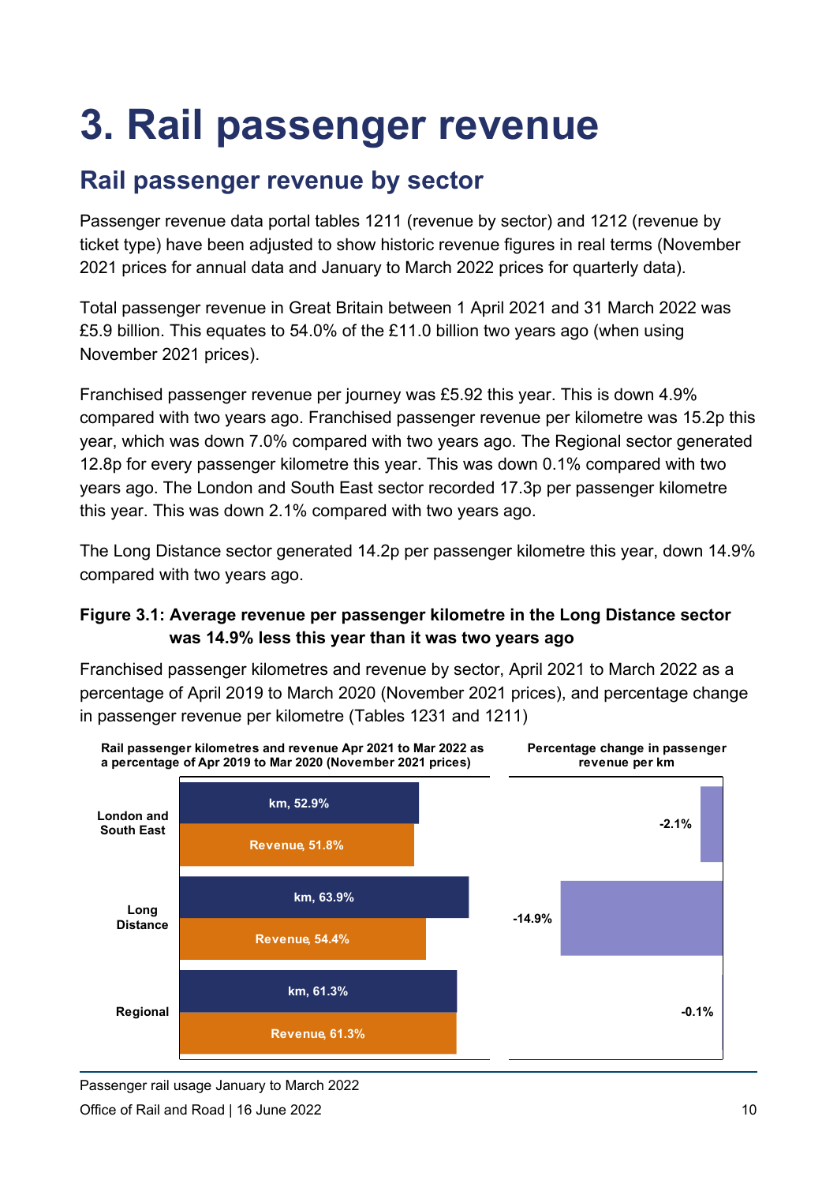# 3. Rail passenger revenue

## Rail passenger revenue by sector

Passenger revenue data portal tables 1211 (revenue by sector) and 1212 (revenue by ticket type) have been adjusted to show historic revenue figures in real terms (November 2021 prices for annual data and January to March 2022 prices for quarterly data).

Total passenger revenue in Great Britain between 1 April 2021 and 31 March 2022 was £5.9 billion. This equates to 54.0% of the £11.0 billion two years ago (when using November 2021 prices).

Franchised passenger revenue per journey was £5.92 this year. This is down 4.9% compared with two years ago. Franchised passenger revenue per kilometre was 15.2p this year, which was down 7.0% compared with two years ago. The Regional sector generated 12.8p for every passenger kilometre this year. This was down 0.1% compared with two years ago. The London and South East sector recorded 17.3p per passenger kilometre this year. This was down 2.1% compared with two years ago.

The Long Distance sector generated 14.2p per passenger kilometre this year, down 14.9% compared with two years ago.

**Figure 3.1: Average revenue per passenger kilometre in the Long Distance sector was 14.9% less this year than it was two years ago**

Franchised passenger kilometres and revenue by sector, April 2021 to March 2022 as a percentage of April 2019 to March 2020 (November 2021 prices), and percentage change in passenger revenue per kilometre (Tables 1231 and 1211)

| Sector | Rail passenger kilometres Apr 2021 to Mar 2022 as a percentage of Apr 2019 to Mar 2020 (km) | Revenue Apr 2021 to Mar 2022 as a percentage of Apr 2019 to Mar 2020 (November 2021 prices) | Percentage change in passenger revenue per km |
|---|---|---|---|
| London and South East | 52.9% | 51.8% | -2.1% |
| Long Distance | 63.9% | 54.4% | -14.9% |
| Regional | 61.3% | 61.3% | -0.1% |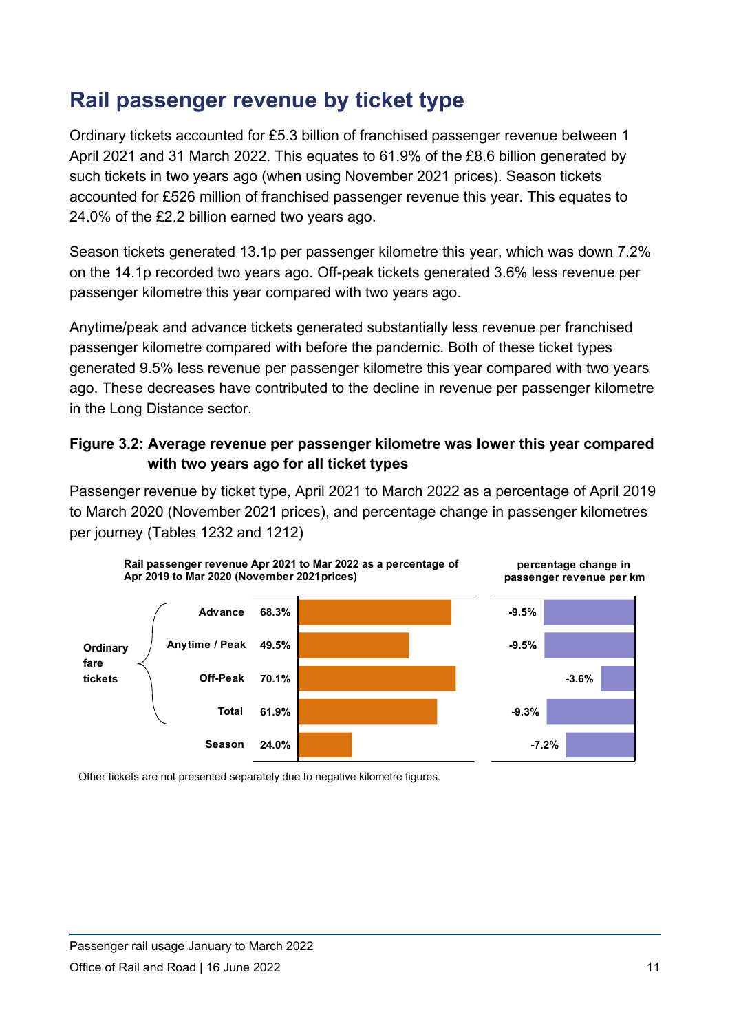# Rail passenger revenue by ticket type

Ordinary tickets accounted for £5.3 billion of franchised passenger revenue between 1 April 2021 and 31 March 2022. This equates to 61.9% of the £8.6 billion generated by such tickets in two years ago (when using November 2021 prices). Season tickets accounted for £526 million of franchised passenger revenue this year. This equates to 24.0% of the £2.2 billion earned two years ago.

Season tickets generated 13.1p per passenger kilometre this year, which was down 7.2% on the 14.1p recorded two years ago. Off-peak tickets generated 3.6% less revenue per passenger kilometre this year compared with two years ago.

Anytime/peak and advance tickets generated substantially less revenue per franchised passenger kilometre compared with before the pandemic. Both of these ticket types generated 9.5% less revenue per passenger kilometre this year compared with two years ago. These decreases have contributed to the decline in revenue per passenger kilometre in the Long Distance sector.

**Figure 3.2: Average revenue per passenger kilometre was lower this year compared with two years ago for all ticket types**

Passenger revenue by ticket type, April 2021 to March 2022 as a percentage of April 2019 to March 2020 (November 2021 prices), and percentage change in passenger kilometres per journey (Tables 1232 and 1212)

| Ticket type | | Rail passenger revenue Apr 2021 to Mar 2022 as a percentage of Apr 2019 to Mar 2020 (November 2021 prices) | percentage change in passenger revenue per km |
|---|---|---|---|
| Ordinary fare tickets | Advance | 68.3% | -9.5% |
| | Anytime / Peak | 49.5% | -9.5% |
| | Off-Peak | 70.1% | -3.6% |
| | Total | 61.9% | -9.3% |
| Season | | 24.0% | -7.2% |

Other tickets are not presented separately due to negative kilometre figures.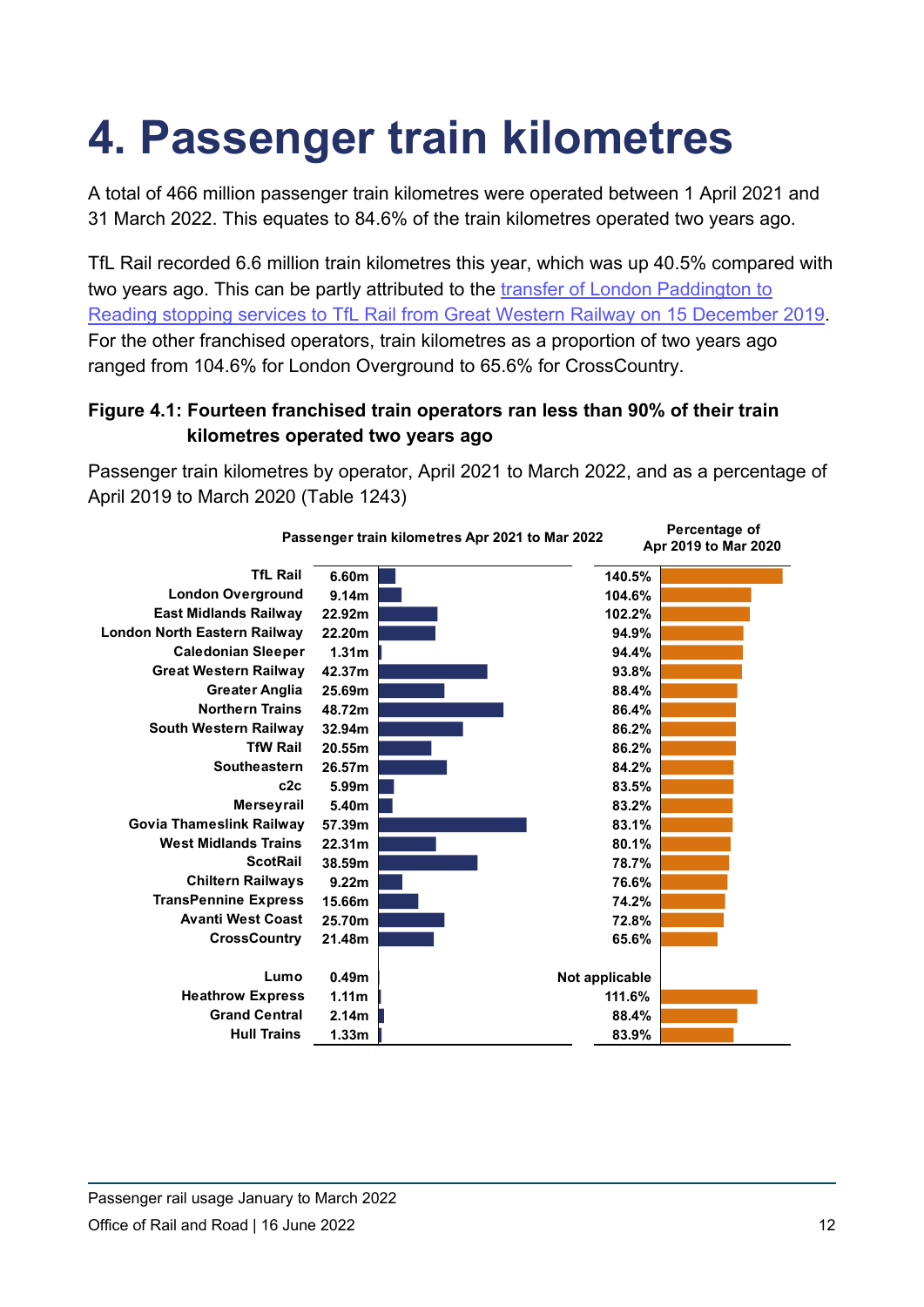# 4. Passenger train kilometres

A total of 466 million passenger train kilometres were operated between 1 April 2021 and 31 March 2022. This equates to 84.6% of the train kilometres operated two years ago.

TfL Rail recorded 6.6 million train kilometres this year, which was up 40.5% compared with two years ago. This can be partly attributed to the [transfer of London Paddington to Reading stopping services to TfL Rail from Great Western Railway on 15 December 2019](). For the other franchised operators, train kilometres as a proportion of two years ago ranged from 104.6% for London Overground to 65.6% for CrossCountry.

**Figure 4.1: Fourteen franchised train operators ran less than 90% of their train kilometres operated two years ago**

Passenger train kilometres by operator, April 2021 to March 2022, and as a percentage of April 2019 to March 2020 (Table 1243)

| Operator | Passenger train kilometres Apr 2021 to Mar 2022 | Percentage of Apr 2019 to Mar 2020 |
|---|---|---|
| TfL Rail | 6.60m | 140.5% |
| London Overground | 9.14m | 104.6% |
| East Midlands Railway | 22.92m | 102.2% |
| London North Eastern Railway | 22.20m | 94.9% |
| Caledonian Sleeper | 1.31m | 94.4% |
| Great Western Railway | 42.37m | 93.8% |
| Greater Anglia | 25.69m | 88.4% |
| Northern Trains | 48.72m | 86.4% |
| South Western Railway | 32.94m | 86.2% |
| TfW Rail | 20.55m | 86.2% |
| Southeastern | 26.57m | 84.2% |
| c2c | 5.99m | 83.5% |
| Merseyrail | 5.40m | 83.2% |
| Govia Thameslink Railway | 57.39m | 83.1% |
| West Midlands Trains | 22.31m | 80.1% |
| ScotRail | 38.59m | 78.7% |
| Chiltern Railways | 9.22m | 76.6% |
| TransPennine Express | 15.66m | 74.2% |
| Avanti West Coast | 25.70m | 72.8% |
| CrossCountry | 21.48m | 65.6% |
| Lumo | 0.49m | Not applicable |
| Heathrow Express | 1.11m | 111.6% |
| Grand Central | 2.14m | 88.4% |
| Hull Trains | 1.33m | 83.9% |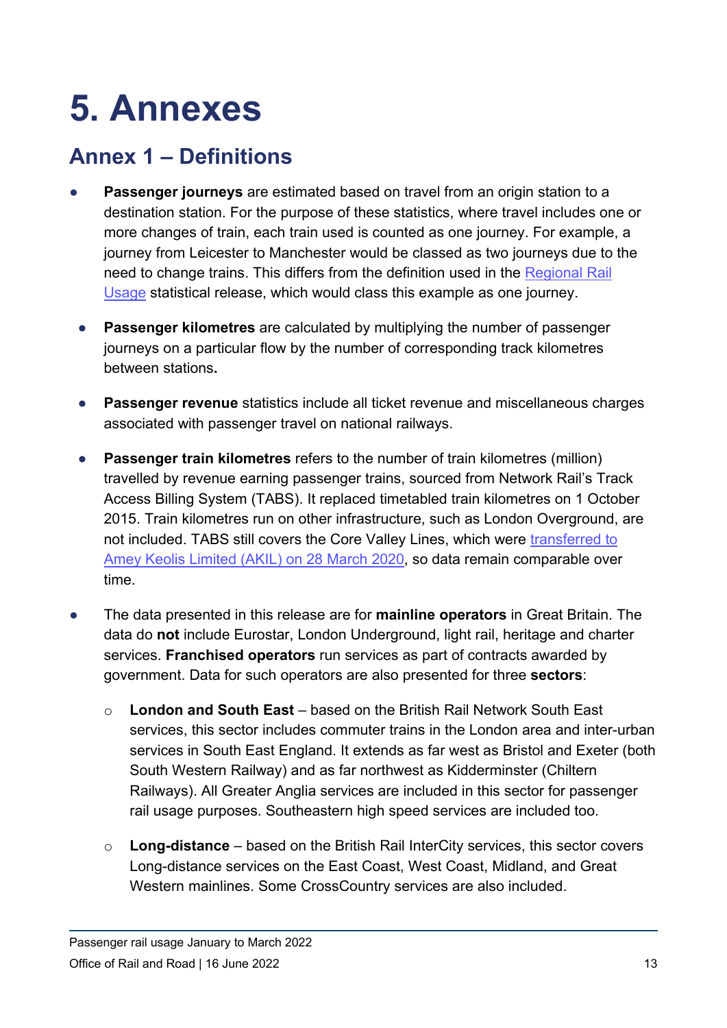# 5. Annexes

## Annex 1 – Definitions

- **Passenger journeys** are estimated based on travel from an origin station to a destination station. For the purpose of these statistics, where travel includes one or more changes of train, each train used is counted as one journey. For example, a journey from Leicester to Manchester would be classed as two journeys due to the need to change trains. This differs from the definition used in the Regional Rail Usage statistical release, which would class this example as one journey.

- **Passenger kilometres** are calculated by multiplying the number of passenger journeys on a particular flow by the number of corresponding track kilometres between stations**.**

- **Passenger revenue** statistics include all ticket revenue and miscellaneous charges associated with passenger travel on national railways.

- **Passenger train kilometres** refers to the number of train kilometres (million) travelled by revenue earning passenger trains, sourced from Network Rail's Track Access Billing System (TABS). It replaced timetabled train kilometres on 1 October 2015. Train kilometres run on other infrastructure, such as London Overground, are not included. TABS still covers the Core Valley Lines, which were transferred to Amey Keolis Limited (AKIL) on 28 March 2020, so data remain comparable over time.

- The data presented in this release are for **mainline operators** in Great Britain. The data do **not** include Eurostar, London Underground, light rail, heritage and charter services. **Franchised operators** run services as part of contracts awarded by government. Data for such operators are also presented for three **sectors**:

    - **London and South East** – based on the British Rail Network South East services, this sector includes commuter trains in the London area and inter-urban services in South East England. It extends as far west as Bristol and Exeter (both South Western Railway) and as far northwest as Kidderminster (Chiltern Railways). All Greater Anglia services are included in this sector for passenger rail usage purposes. Southeastern high speed services are included too.

    - **Long-distance** – based on the British Rail InterCity services, this sector covers Long-distance services on the East Coast, West Coast, Midland, and Great Western mainlines. Some CrossCountry services are also included.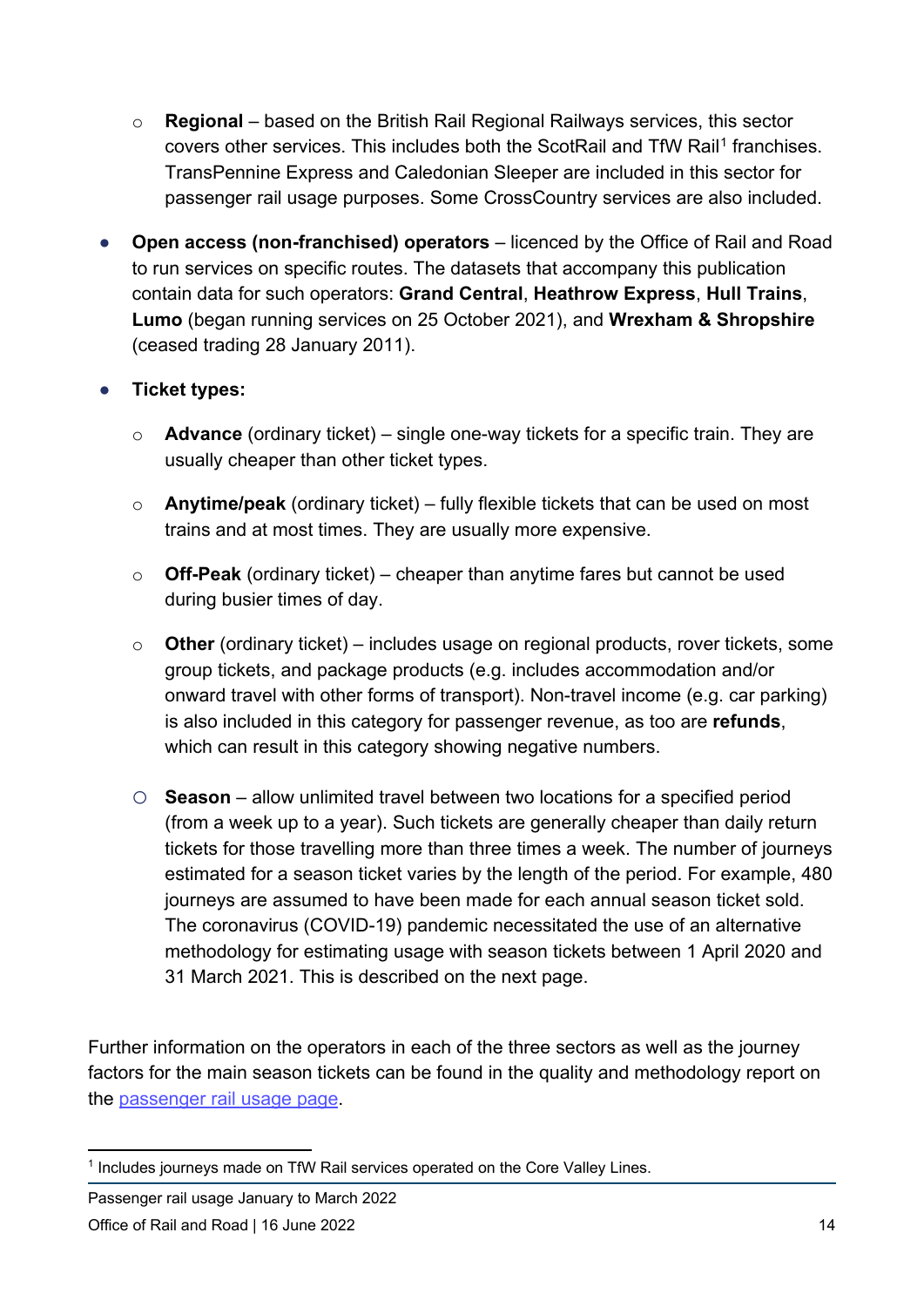- **Regional** – based on the British Rail Regional Railways services, this sector covers other services. This includes both the ScotRail and TfW Rail[1] franchises. TransPennine Express and Caledonian Sleeper are included in this sector for passenger rail usage purposes. Some CrossCountry services are also included.

- **Open access (non-franchised) operators** – licenced by the Office of Rail and Road to run services on specific routes. The datasets that accompany this publication contain data for such operators: **Grand Central**, **Heathrow Express**, **Hull Trains**, **Lumo** (began running services on 25 October 2021), and **Wrexham & Shropshire** (ceased trading 28 January 2011).

- **Ticket types:**

  - **Advance** (ordinary ticket) – single one-way tickets for a specific train. They are usually cheaper than other ticket types.

  - **Anytime/peak** (ordinary ticket) – fully flexible tickets that can be used on most trains and at most times. They are usually more expensive.

  - **Off-Peak** (ordinary ticket) – cheaper than anytime fares but cannot be used during busier times of day.

  - **Other** (ordinary ticket) – includes usage on regional products, rover tickets, some group tickets, and package products (e.g. includes accommodation and/or onward travel with other forms of transport). Non-travel income (e.g. car parking) is also included in this category for passenger revenue, as too are **refunds**, which can result in this category showing negative numbers.

  - **Season** – allow unlimited travel between two locations for a specified period (from a week up to a year). Such tickets are generally cheaper than daily return tickets for those travelling more than three times a week. The number of journeys estimated for a season ticket varies by the length of the period. For example, 480 journeys are assumed to have been made for each annual season ticket sold. The coronavirus (COVID-19) pandemic necessitated the use of an alternative methodology for estimating usage with season tickets between 1 April 2020 and 31 March 2021. This is described on the next page.

Further information on the operators in each of the three sectors as well as the journey factors for the main season tickets can be found in the quality and methodology report on the [passenger rail usage page](passenger rail usage page).

[1] Includes journeys made on TfW Rail services operated on the Core Valley Lines.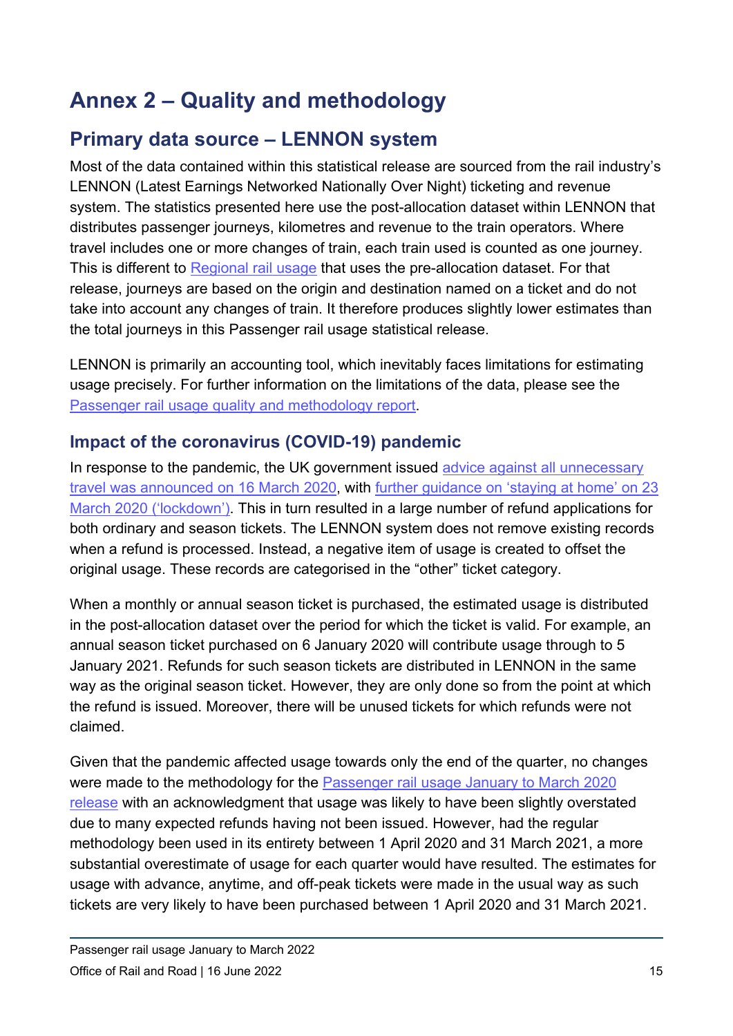# Annex 2 – Quality and methodology

## Primary data source – LENNON system

Most of the data contained within this statistical release are sourced from the rail industry's LENNON (Latest Earnings Networked Nationally Over Night) ticketing and revenue system. The statistics presented here use the post-allocation dataset within LENNON that distributes passenger journeys, kilometres and revenue to the train operators. Where travel includes one or more changes of train, each train used is counted as one journey. This is different to Regional rail usage that uses the pre-allocation dataset. For that release, journeys are based on the origin and destination named on a ticket and do not take into account any changes of train. It therefore produces slightly lower estimates than the total journeys in this Passenger rail usage statistical release.

LENNON is primarily an accounting tool, which inevitably faces limitations for estimating usage precisely. For further information on the limitations of the data, please see the Passenger rail usage quality and methodology report.

### Impact of the coronavirus (COVID-19) pandemic

In response to the pandemic, the UK government issued advice against all unnecessary travel was announced on 16 March 2020, with further guidance on 'staying at home' on 23 March 2020 ('lockdown'). This in turn resulted in a large number of refund applications for both ordinary and season tickets. The LENNON system does not remove existing records when a refund is processed. Instead, a negative item of usage is created to offset the original usage. These records are categorised in the "other" ticket category.

When a monthly or annual season ticket is purchased, the estimated usage is distributed in the post-allocation dataset over the period for which the ticket is valid. For example, an annual season ticket purchased on 6 January 2020 will contribute usage through to 5 January 2021. Refunds for such season tickets are distributed in LENNON in the same way as the original season ticket. However, they are only done so from the point at which the refund is issued. Moreover, there will be unused tickets for which refunds were not claimed.

Given that the pandemic affected usage towards only the end of the quarter, no changes were made to the methodology for the Passenger rail usage January to March 2020 release with an acknowledgment that usage was likely to have been slightly overstated due to many expected refunds having not been issued. However, had the regular methodology been used in its entirety between 1 April 2020 and 31 March 2021, a more substantial overestimate of usage for each quarter would have resulted. The estimates for usage with advance, anytime, and off-peak tickets were made in the usual way as such tickets are very likely to have been purchased between 1 April 2020 and 31 March 2021.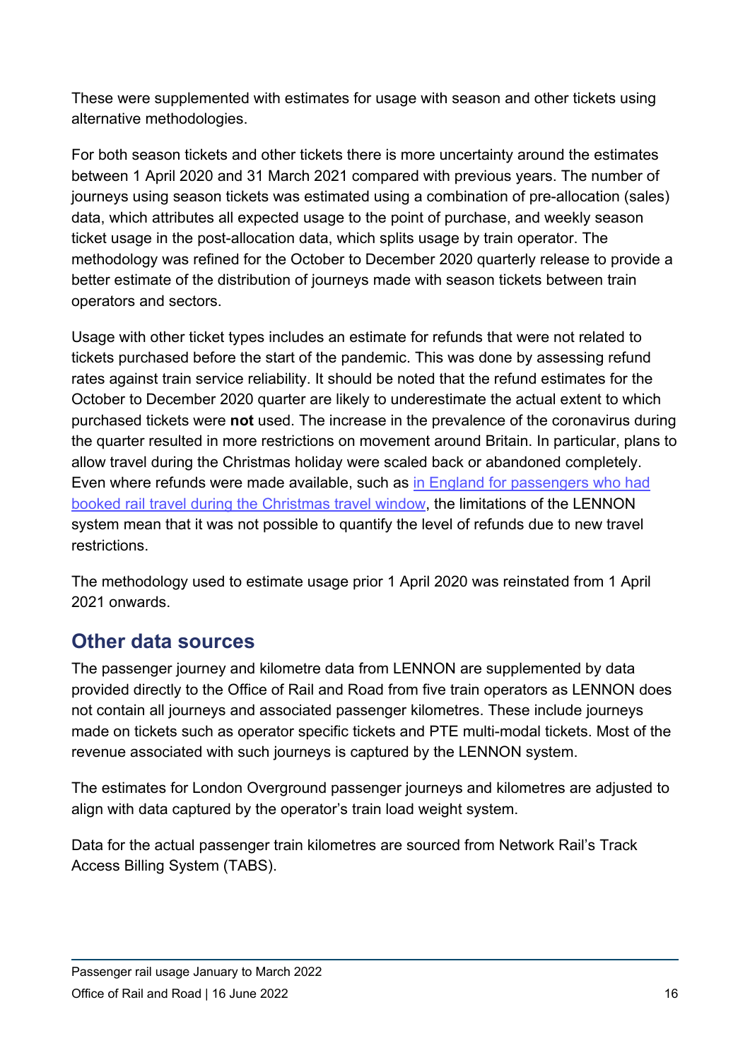These were supplemented with estimates for usage with season and other tickets using alternative methodologies.

For both season tickets and other tickets there is more uncertainty around the estimates between 1 April 2020 and 31 March 2021 compared with previous years. The number of journeys using season tickets was estimated using a combination of pre-allocation (sales) data, which attributes all expected usage to the point of purchase, and weekly season ticket usage in the post-allocation data, which splits usage by train operator. The methodology was refined for the October to December 2020 quarterly release to provide a better estimate of the distribution of journeys made with season tickets between train operators and sectors.

Usage with other ticket types includes an estimate for refunds that were not related to tickets purchased before the start of the pandemic. This was done by assessing refund rates against train service reliability. It should be noted that the refund estimates for the October to December 2020 quarter are likely to underestimate the actual extent to which purchased tickets were **not** used. The increase in the prevalence of the coronavirus during the quarter resulted in more restrictions on movement around Britain. In particular, plans to allow travel during the Christmas holiday were scaled back or abandoned completely. Even where refunds were made available, such as in England for passengers who had booked rail travel during the Christmas travel window, the limitations of the LENNON system mean that it was not possible to quantify the level of refunds due to new travel restrictions.

The methodology used to estimate usage prior 1 April 2020 was reinstated from 1 April 2021 onwards.

## Other data sources

The passenger journey and kilometre data from LENNON are supplemented by data provided directly to the Office of Rail and Road from five train operators as LENNON does not contain all journeys and associated passenger kilometres. These include journeys made on tickets such as operator specific tickets and PTE multi-modal tickets. Most of the revenue associated with such journeys is captured by the LENNON system.

The estimates for London Overground passenger journeys and kilometres are adjusted to align with data captured by the operator's train load weight system.

Data for the actual passenger train kilometres are sourced from Network Rail's Track Access Billing System (TABS).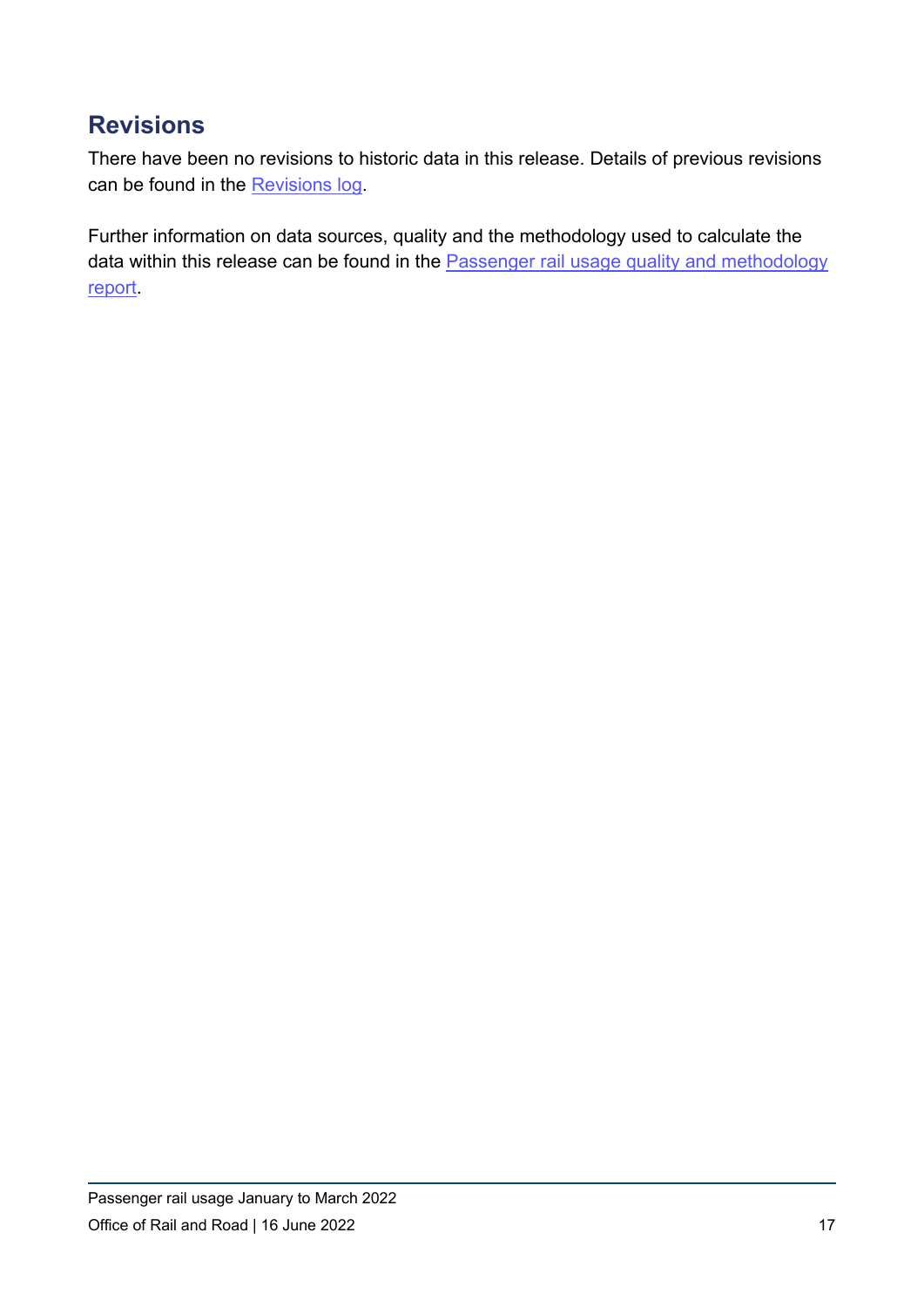## Revisions

There have been no revisions to historic data in this release. Details of previous revisions can be found in the Revisions log.

Further information on data sources, quality and the methodology used to calculate the data within this release can be found in the Passenger rail usage quality and methodology report.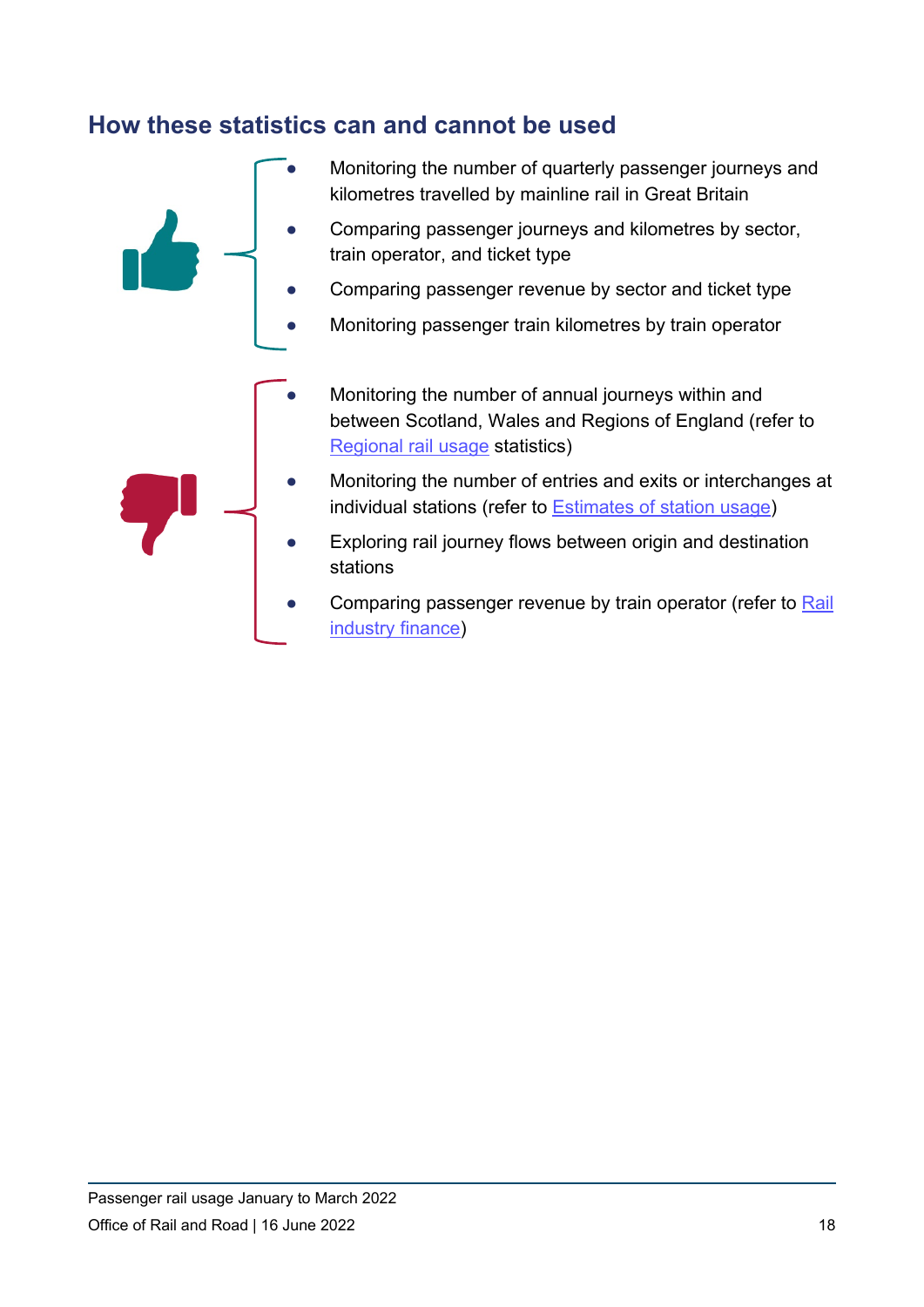## How these statistics can and cannot be used

- Monitoring the number of quarterly passenger journeys and kilometres travelled by mainline rail in Great Britain
- Comparing passenger journeys and kilometres by sector, train operator, and ticket type
- Comparing passenger revenue by sector and ticket type
- Monitoring passenger train kilometres by train operator

- Monitoring the number of annual journeys within and between Scotland, Wales and Regions of England (refer to Regional rail usage statistics)
- Monitoring the number of entries and exits or interchanges at individual stations (refer to Estimates of station usage)
- Exploring rail journey flows between origin and destination stations
- Comparing passenger revenue by train operator (refer to Rail industry finance)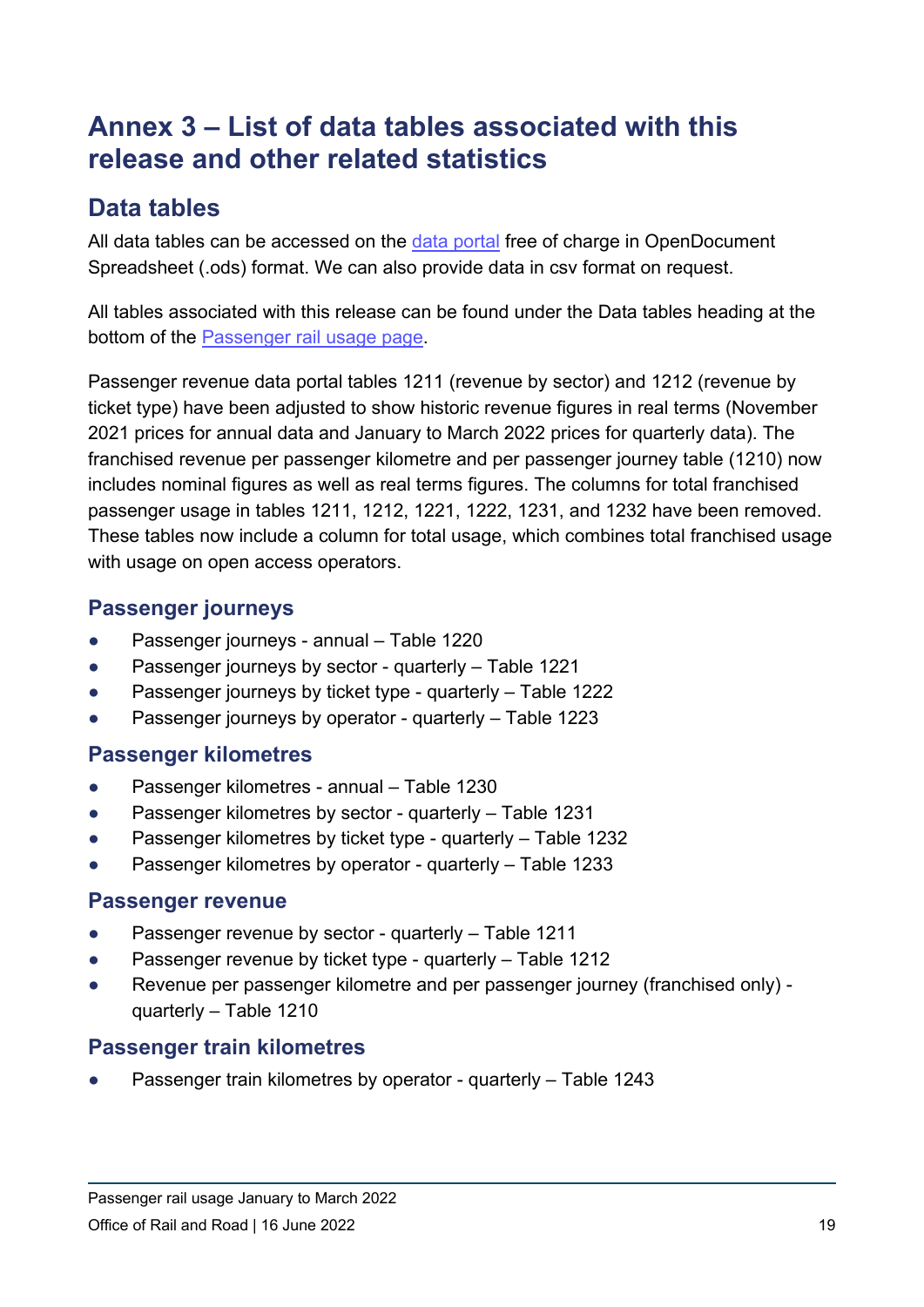# Annex 3 – List of data tables associated with this release and other related statistics

## Data tables

All data tables can be accessed on the data portal free of charge in OpenDocument Spreadsheet (.ods) format. We can also provide data in csv format on request.

All tables associated with this release can be found under the Data tables heading at the bottom of the Passenger rail usage page.

Passenger revenue data portal tables 1211 (revenue by sector) and 1212 (revenue by ticket type) have been adjusted to show historic revenue figures in real terms (November 2021 prices for annual data and January to March 2022 prices for quarterly data). The franchised revenue per passenger kilometre and per passenger journey table (1210) now includes nominal figures as well as real terms figures. The columns for total franchised passenger usage in tables 1211, 1212, 1221, 1222, 1231, and 1232 have been removed. These tables now include a column for total usage, which combines total franchised usage with usage on open access operators.

### Passenger journeys

- Passenger journeys - annual – Table 1220
- Passenger journeys by sector - quarterly – Table 1221
- Passenger journeys by ticket type - quarterly – Table 1222
- Passenger journeys by operator - quarterly – Table 1223

### Passenger kilometres

- Passenger kilometres - annual – Table 1230
- Passenger kilometres by sector - quarterly – Table 1231
- Passenger kilometres by ticket type - quarterly – Table 1232
- Passenger kilometres by operator - quarterly – Table 1233

### Passenger revenue

- Passenger revenue by sector - quarterly – Table 1211
- Passenger revenue by ticket type - quarterly – Table 1212
- Revenue per passenger kilometre and per passenger journey (franchised only) - quarterly – Table 1210

### Passenger train kilometres

- Passenger train kilometres by operator - quarterly – Table 1243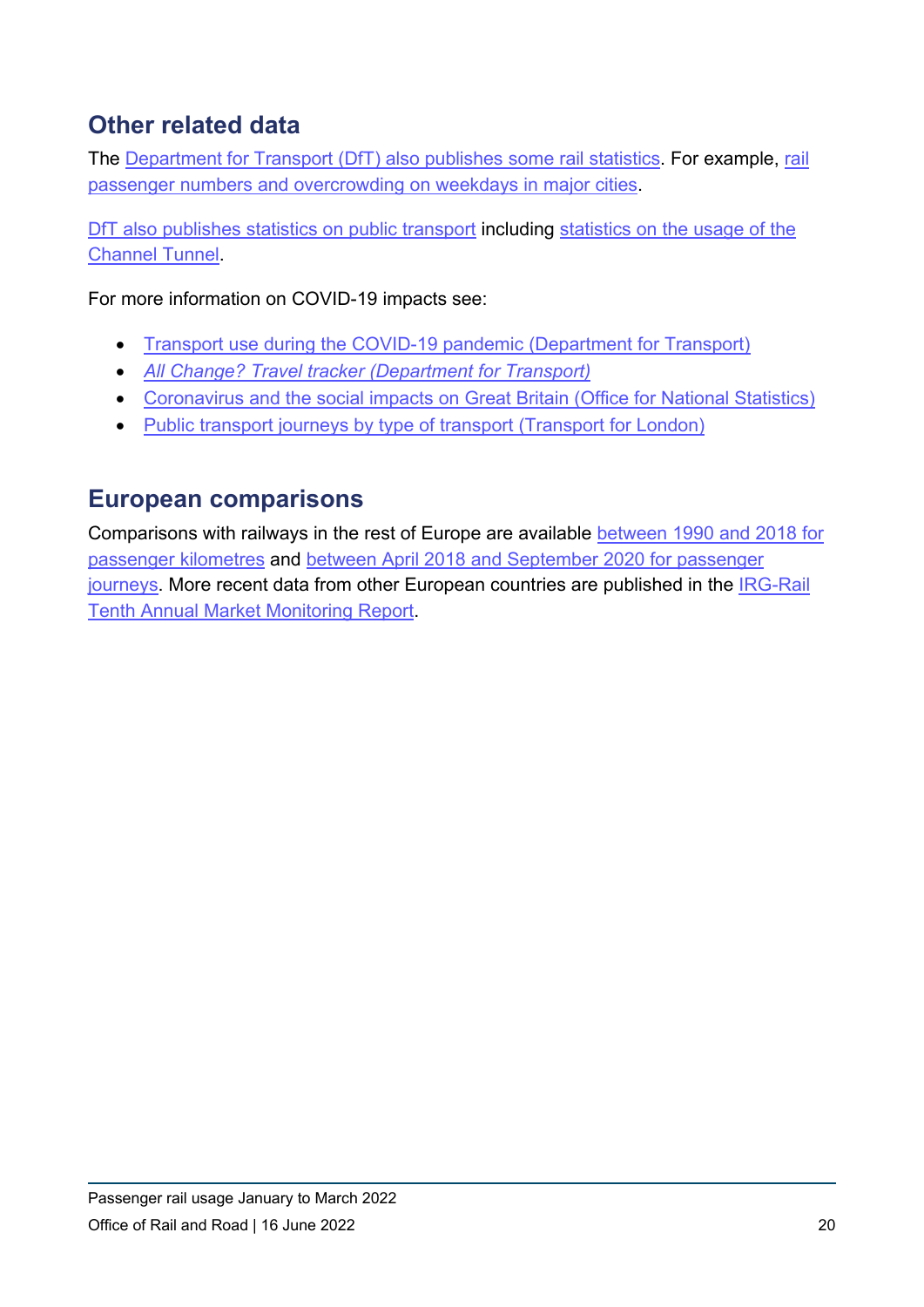## Other related data

The Department for Transport (DfT) also publishes some rail statistics. For example, rail passenger numbers and overcrowding on weekdays in major cities.

DfT also publishes statistics on public transport including statistics on the usage of the Channel Tunnel.

For more information on COVID-19 impacts see:

- Transport use during the COVID-19 pandemic (Department for Transport)
- *All Change? Travel tracker (Department for Transport)*
- Coronavirus and the social impacts on Great Britain (Office for National Statistics)
- Public transport journeys by type of transport (Transport for London)

## European comparisons

Comparisons with railways in the rest of Europe are available between 1990 and 2018 for passenger kilometres and between April 2018 and September 2020 for passenger journeys. More recent data from other European countries are published in the IRG-Rail Tenth Annual Market Monitoring Report.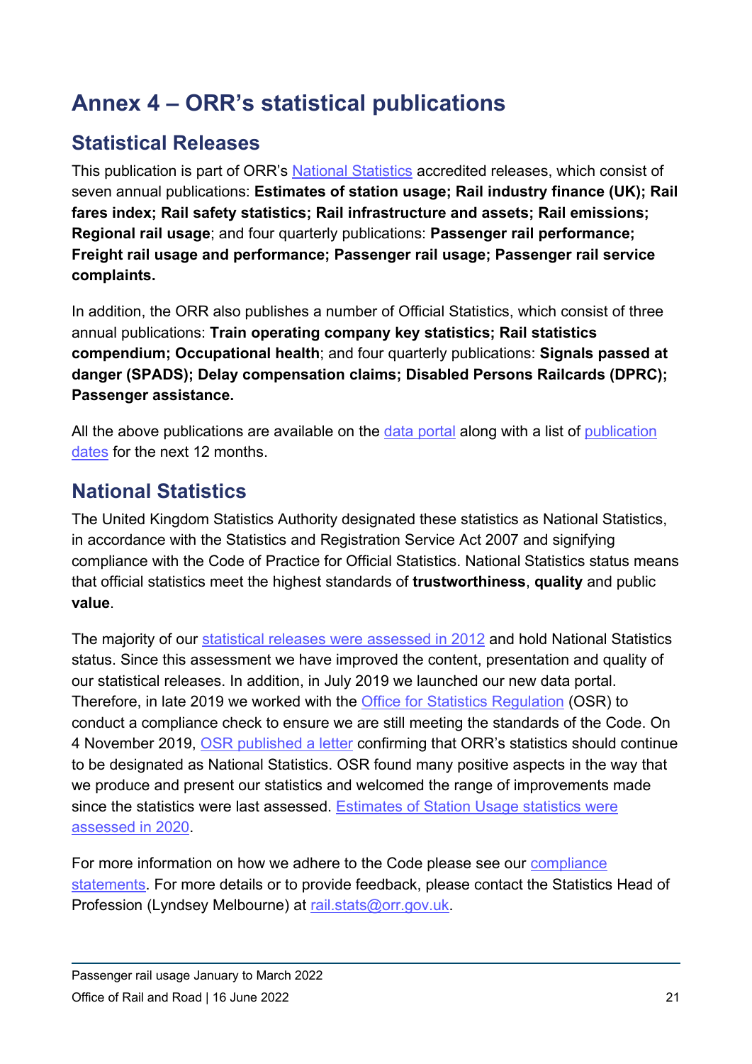# Annex 4 – ORR's statistical publications

## Statistical Releases

This publication is part of ORR's National Statistics accredited releases, which consist of seven annual publications: **Estimates of station usage; Rail industry finance (UK); Rail fares index; Rail safety statistics; Rail infrastructure and assets; Rail emissions; Regional rail usage**; and four quarterly publications: **Passenger rail performance; Freight rail usage and performance; Passenger rail usage; Passenger rail service complaints.**

In addition, the ORR also publishes a number of Official Statistics, which consist of three annual publications: **Train operating company key statistics; Rail statistics compendium; Occupational health**; and four quarterly publications: **Signals passed at danger (SPADS); Delay compensation claims; Disabled Persons Railcards (DPRC); Passenger assistance.**

All the above publications are available on the data portal along with a list of publication dates for the next 12 months.

## National Statistics

The United Kingdom Statistics Authority designated these statistics as National Statistics, in accordance with the Statistics and Registration Service Act 2007 and signifying compliance with the Code of Practice for Official Statistics. National Statistics status means that official statistics meet the highest standards of **trustworthiness**, **quality** and public **value**.

The majority of our statistical releases were assessed in 2012 and hold National Statistics status. Since this assessment we have improved the content, presentation and quality of our statistical releases. In addition, in July 2019 we launched our new data portal. Therefore, in late 2019 we worked with the Office for Statistics Regulation (OSR) to conduct a compliance check to ensure we are still meeting the standards of the Code. On 4 November 2019, OSR published a letter confirming that ORR's statistics should continue to be designated as National Statistics. OSR found many positive aspects in the way that we produce and present our statistics and welcomed the range of improvements made since the statistics were last assessed. Estimates of Station Usage statistics were assessed in 2020.

For more information on how we adhere to the Code please see our compliance statements. For more details or to provide feedback, please contact the Statistics Head of Profession (Lyndsey Melbourne) at rail.stats@orr.gov.uk.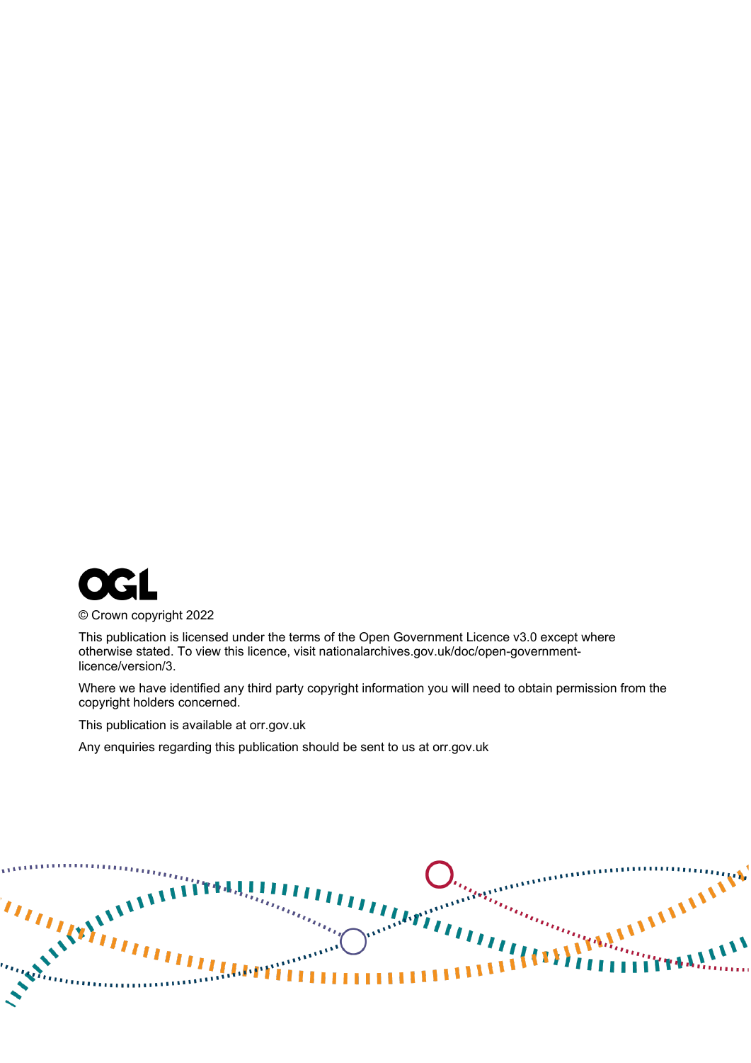© Crown copyright 2022

This publication is licensed under the terms of the Open Government Licence v3.0 except where otherwise stated. To view this licence, visit nationalarchives.gov.uk/doc/open-government-licence/version/3.

Where we have identified any third party copyright information you will need to obtain permission from the copyright holders concerned.

This publication is available at orr.gov.uk

Any enquiries regarding this publication should be sent to us at orr.gov.uk